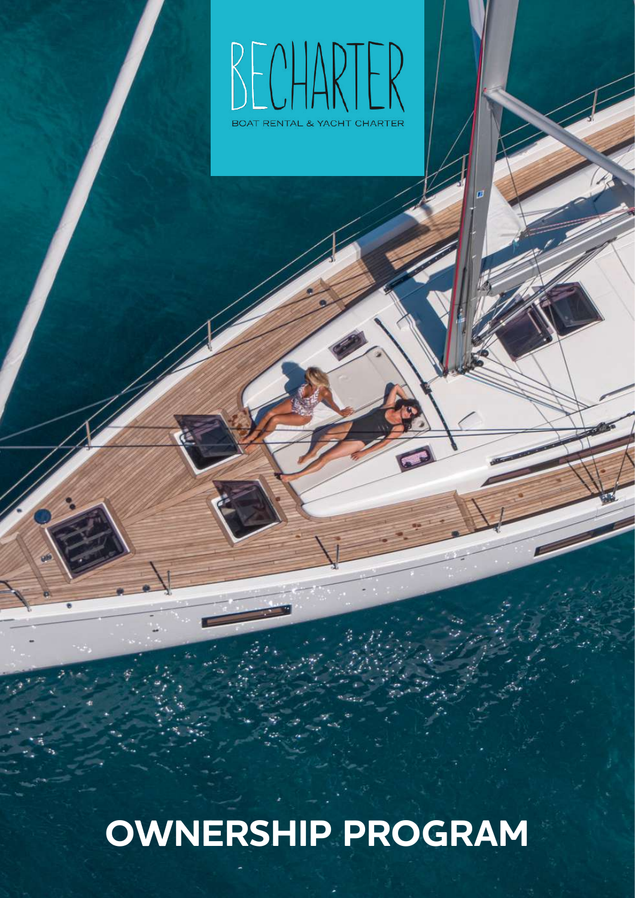# BECHARTER

BOAT RENTAL & YACHT CHARTER

# OWNERSHIP PROGRAM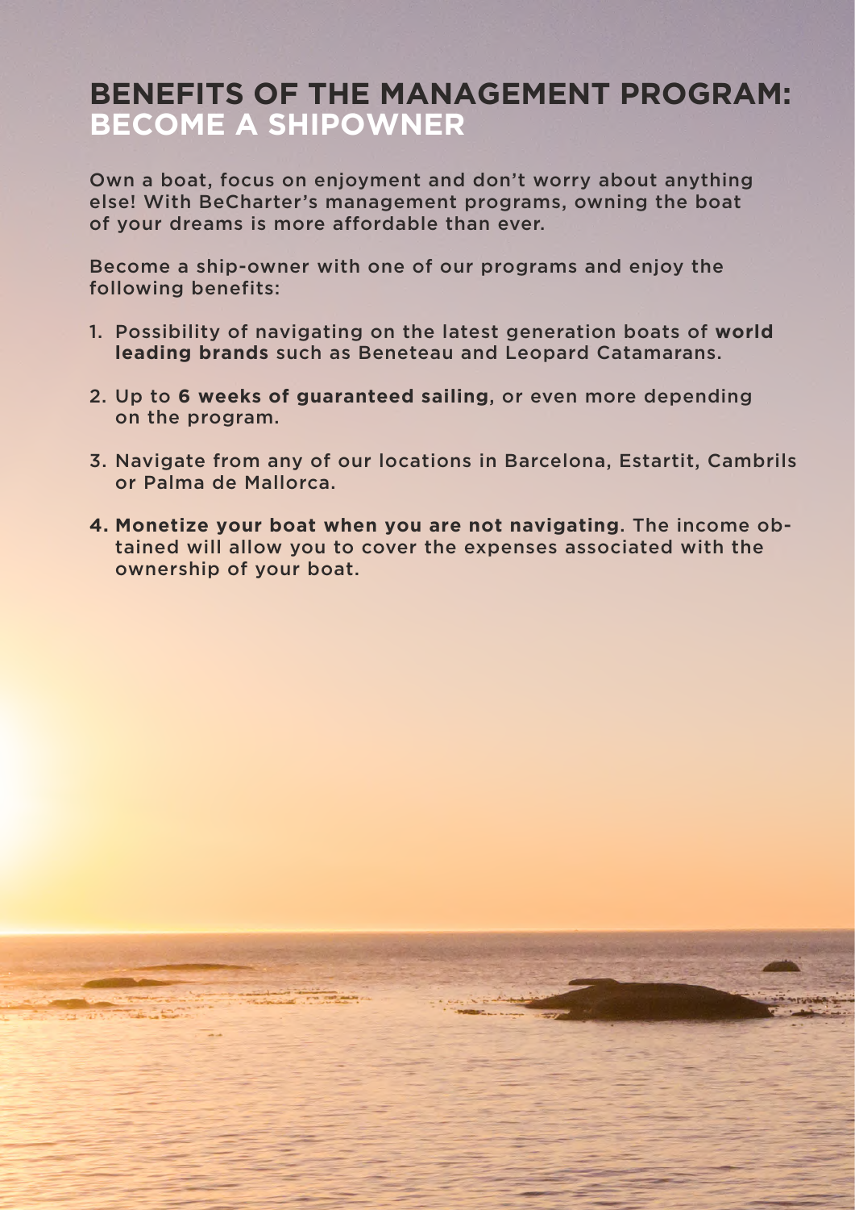# BENEFITS OF THE MANAGEMENT PROGRAM: BECOME A SHIPOWNER

Own a boat, focus on enjoyment and don't worry about anything else! With BeCharter's management programs, owning the boat of your dreams is more affordable than ever.

Become a ship-owner with one of our programs and enjoy the following benefits:

1. Possibility of navigating on the latest generation boats of **world leading brands** such as Beneteau and Leopard Catamarans.
2. Up to **6 weeks of guaranteed sailing**, or even more depending on the program.
3. Navigate from any of our locations in Barcelona, Estartit, Cambrils or Palma de Mallorca.
4. **Monetize your boat when you are not navigating**. The income obtained will allow you to cover the expenses associated with the ownership of your boat.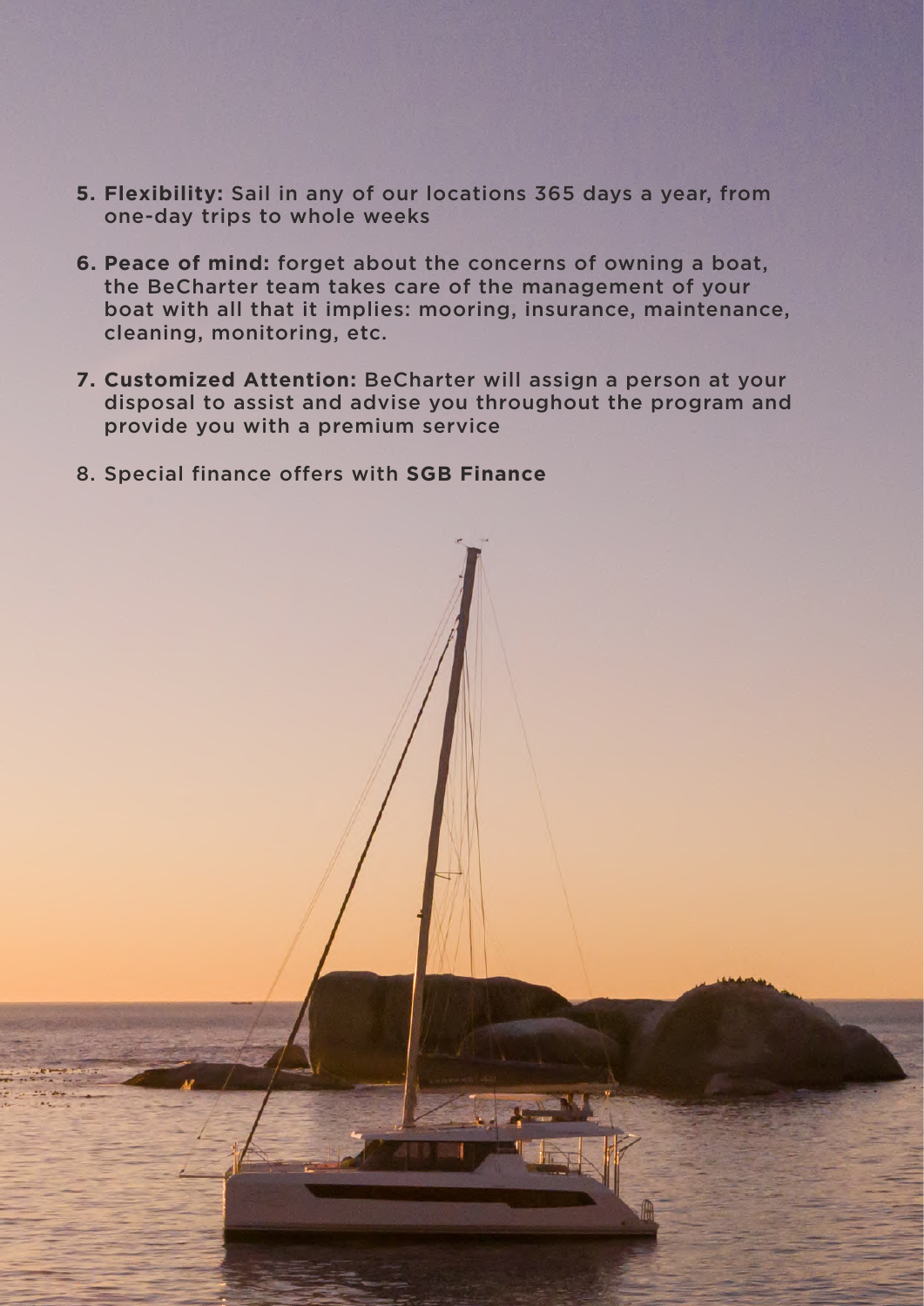5. **Flexibility:** Sail in any of our locations 365 days a year, from one-day trips to whole weeks

6. **Peace of mind:** forget about the concerns of owning a boat, the BeCharter team takes care of the management of your boat with all that it implies: mooring, insurance, maintenance, cleaning, monitoring, etc.

7. **Customized Attention:** BeCharter will assign a person at your disposal to assist and advise you throughout the program and provide you with a premium service

8. Special finance offers with **SGB Finance**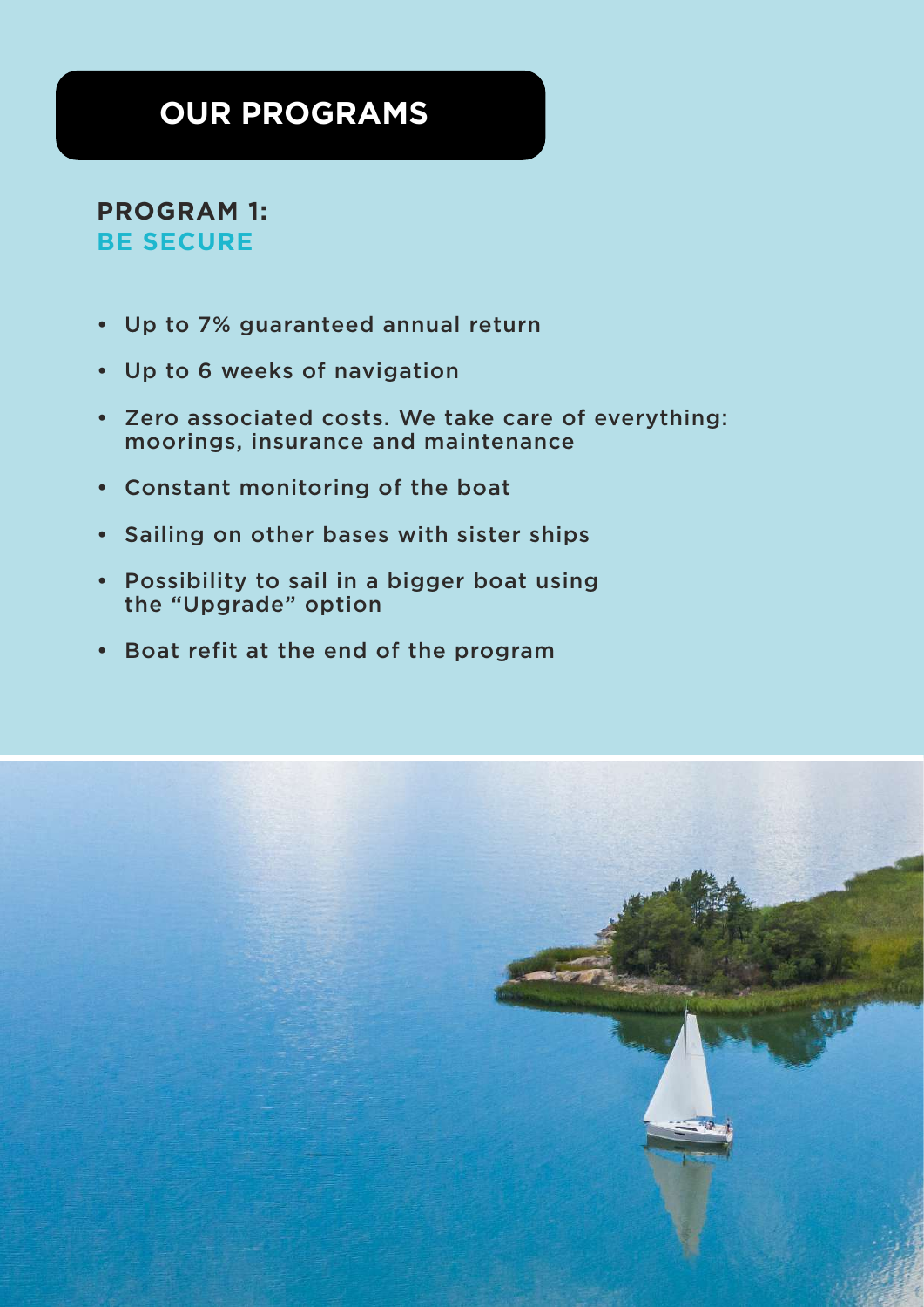# OUR PROGRAMS

## PROGRAM 1:
## BE SECURE

- Up to 7% guaranteed annual return
- Up to 6 weeks of navigation
- Zero associated costs. We take care of everything: moorings, insurance and maintenance
- Constant monitoring of the boat
- Sailing on other bases with sister ships
- Possibility to sail in a bigger boat using the “Upgrade” option
- Boat refit at the end of the program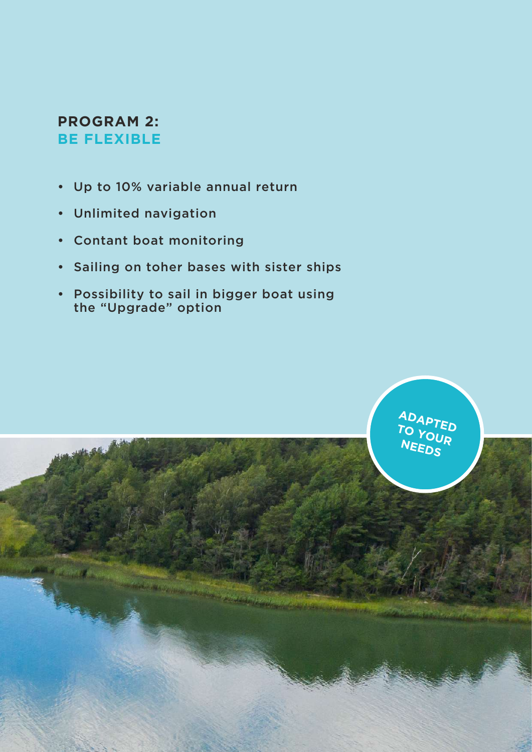## PROGRAM 2:
## BE FLEXIBLE

- Up to 10% variable annual return
- Unlimited navigation
- Contant boat monitoring
- Sailing on toher bases with sister ships
- Possibility to sail in bigger boat using the "Upgrade" option

ADAPTED TO YOUR NEEDS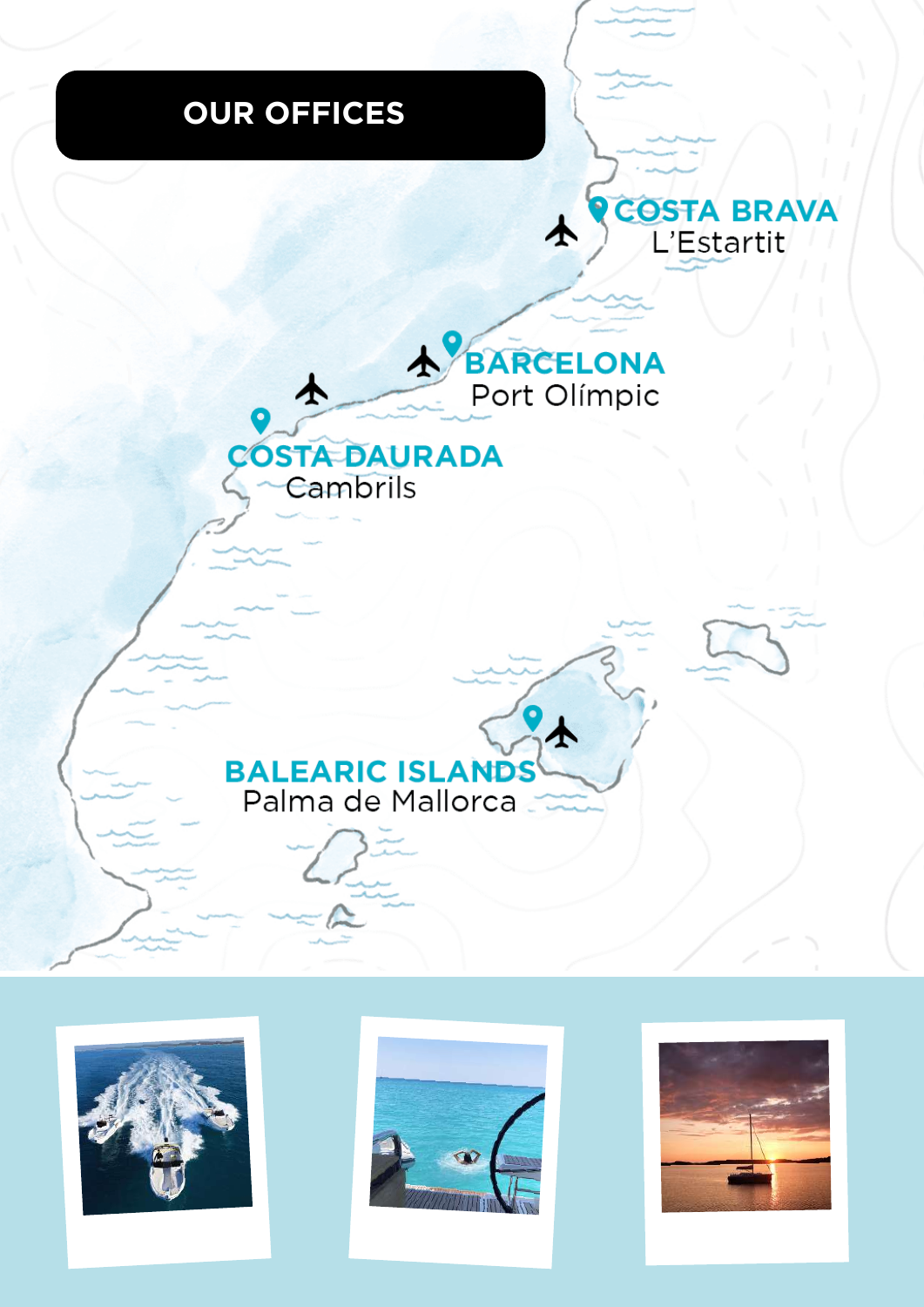# OUR OFFICES

**COSTA BRAVA**
L'Estartit

**BARCELONA**
Port Olímpic

**COSTA DAURADA**
Cambrils

**BALEARIC ISLANDS**
Palma de Mallorca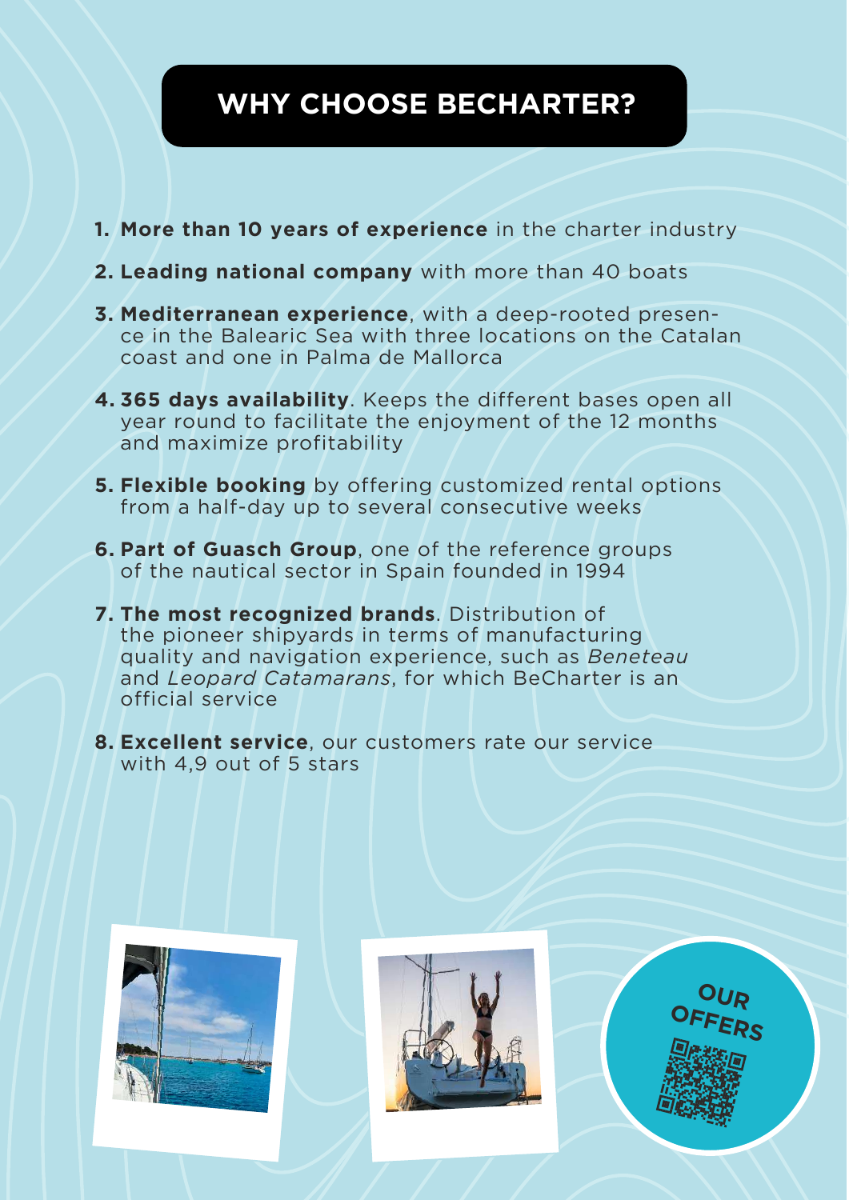# WHY CHOOSE BECHARTER?

1. **More than 10 years of experience** in the charter industry
2. **Leading national company** with more than 40 boats
3. **Mediterranean experience**, with a deep-rooted presence in the Balearic Sea with three locations on the Catalan coast and one in Palma de Mallorca
4. **365 days availability**. Keeps the different bases open all year round to facilitate the enjoyment of the 12 months and maximize profitability
5. **Flexible booking** by offering customized rental options from a half-day up to several consecutive weeks
6. **Part of Guasch Group**, one of the reference groups of the nautical sector in Spain founded in 1994
7. **The most recognized brands**. Distribution of the pioneer shipyards in terms of manufacturing quality and navigation experience, such as *Beneteau* and *Leopard Catamarans*, for which BeCharter is an official service
8. **Excellent service**, our customers rate our service with 4,9 out of 5 stars

OUR OFFERS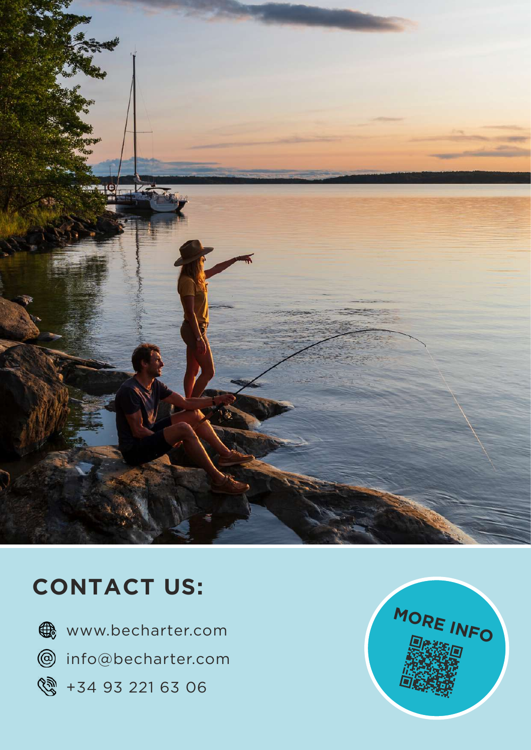## CONTACT US:

- www.becharter.com
- info@becharter.com
- +34 93 221 63 06

MORE INFO